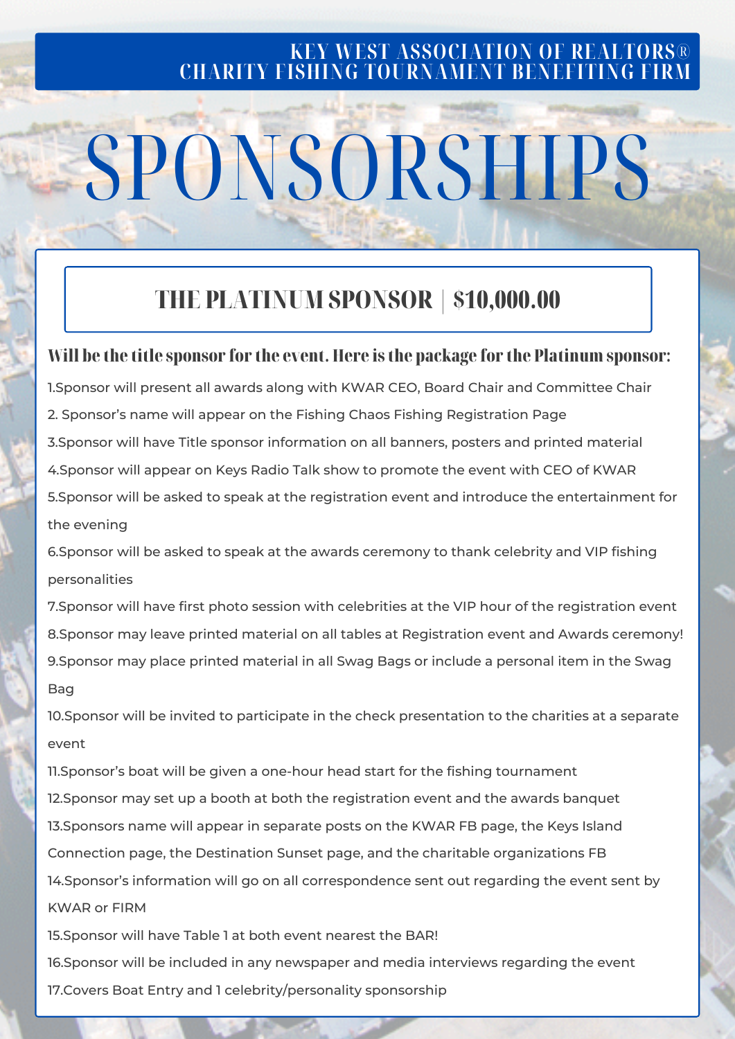KEY WEST ASSOCIATION OF REALTORS®
CHARITY FISHING TOURNAMENT BENEFITING FIRM

# SPONSORSHIPS

## THE PLATINUM SPONSOR | $10,000.00

**Will be the title sponsor for the event. Here is the package for the Platinum sponsor:**

1. Sponsor will present all awards along with KWAR CEO, Board Chair and Committee Chair
2. Sponsor's name will appear on the Fishing Chaos Fishing Registration Page
3. Sponsor will have Title sponsor information on all banners, posters and printed material
4. Sponsor will appear on Keys Radio Talk show to promote the event with CEO of KWAR
5. Sponsor will be asked to speak at the registration event and introduce the entertainment for the evening
6. Sponsor will be asked to speak at the awards ceremony to thank celebrity and VIP fishing personalities
7. Sponsor will have first photo session with celebrities at the VIP hour of the registration event
8. Sponsor may leave printed material on all tables at Registration event and Awards ceremony!
9. Sponsor may place printed material in all Swag Bags or include a personal item in the Swag Bag
10. Sponsor will be invited to participate in the check presentation to the charities at a separate event
11. Sponsor's boat will be given a one-hour head start for the fishing tournament
12. Sponsor may set up a booth at both the registration event and the awards banquet
13. Sponsors name will appear in separate posts on the KWAR FB page, the Keys Island Connection page, the Destination Sunset page, and the charitable organizations FB
14. Sponsor's information will go on all correspondence sent out regarding the event sent by KWAR or FIRM
15. Sponsor will have Table 1 at both event nearest the BAR!
16. Sponsor will be included in any newspaper and media interviews regarding the event
17. Covers Boat Entry and 1 celebrity/personality sponsorship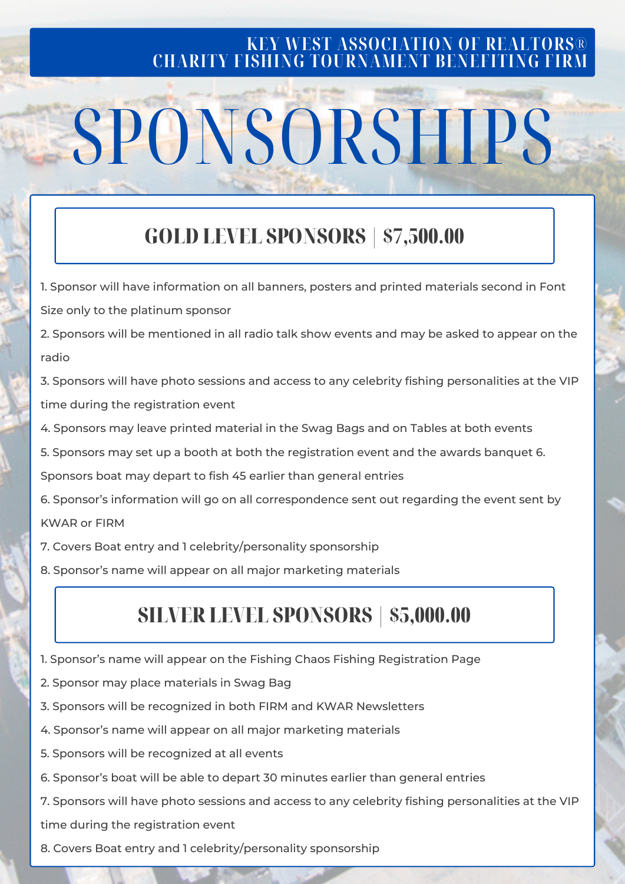KEY WEST ASSOCIATION OF REALTORS®
CHARITY FISHING TOURNAMENT BENEFITING FIRM

# SPONSORSHIPS

## GOLD LEVEL SPONSORS | $7,500.00

1. Sponsor will have information on all banners, posters and printed materials second in Font Size only to the platinum sponsor
2. Sponsors will be mentioned in all radio talk show events and may be asked to appear on the radio
3. Sponsors will have photo sessions and access to any celebrity fishing personalities at the VIP time during the registration event
4. Sponsors may leave printed material in the Swag Bags and on Tables at both events
5. Sponsors may set up a booth at both the registration event and the awards banquet 6. Sponsors boat may depart to fish 45 earlier than general entries
6. Sponsor's information will go on all correspondence sent out regarding the event sent by KWAR or FIRM
7. Covers Boat entry and 1 celebrity/personality sponsorship
8. Sponsor's name will appear on all major marketing materials

## SILVER LEVEL SPONSORS | $5,000.00

1. Sponsor's name will appear on the Fishing Chaos Fishing Registration Page
2. Sponsor may place materials in Swag Bag
3. Sponsors will be recognized in both FIRM and KWAR Newsletters
4. Sponsor's name will appear on all major marketing materials
5. Sponsors will be recognized at all events
6. Sponsor's boat will be able to depart 30 minutes earlier than general entries
7. Sponsors will have photo sessions and access to any celebrity fishing personalities at the VIP time during the registration event
8. Covers Boat entry and 1 celebrity/personality sponsorship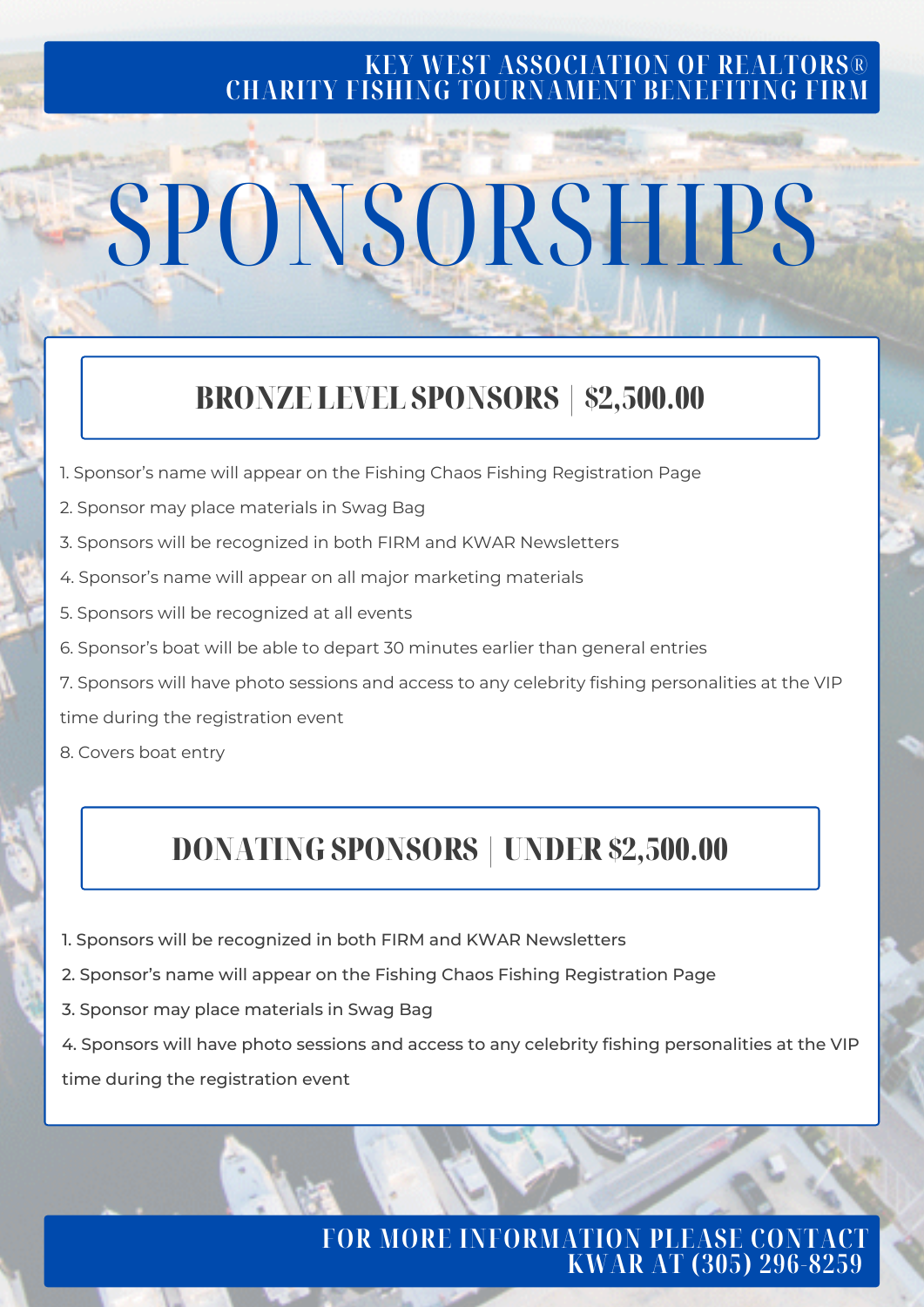KEY WEST ASSOCIATION OF REALTORS®
CHARITY FISHING TOURNAMENT BENEFITING FIRM

# SPONSORSHIPS

## BRONZE LEVEL SPONSORS | $2,500.00

1. Sponsor's name will appear on the Fishing Chaos Fishing Registration Page
2. Sponsor may place materials in Swag Bag
3. Sponsors will be recognized in both FIRM and KWAR Newsletters
4. Sponsor's name will appear on all major marketing materials
5. Sponsors will be recognized at all events
6. Sponsor's boat will be able to depart 30 minutes earlier than general entries
7. Sponsors will have photo sessions and access to any celebrity fishing personalities at the VIP time during the registration event
8. Covers boat entry

## DONATING SPONSORS | UNDER $2,500.00

1. Sponsors will be recognized in both FIRM and KWAR Newsletters
2. Sponsor's name will appear on the Fishing Chaos Fishing Registration Page
3. Sponsor may place materials in Swag Bag
4. Sponsors will have photo sessions and access to any celebrity fishing personalities at the VIP time during the registration event

FOR MORE INFORMATION PLEASE CONTACT
KWAR AT (305) 296-8259